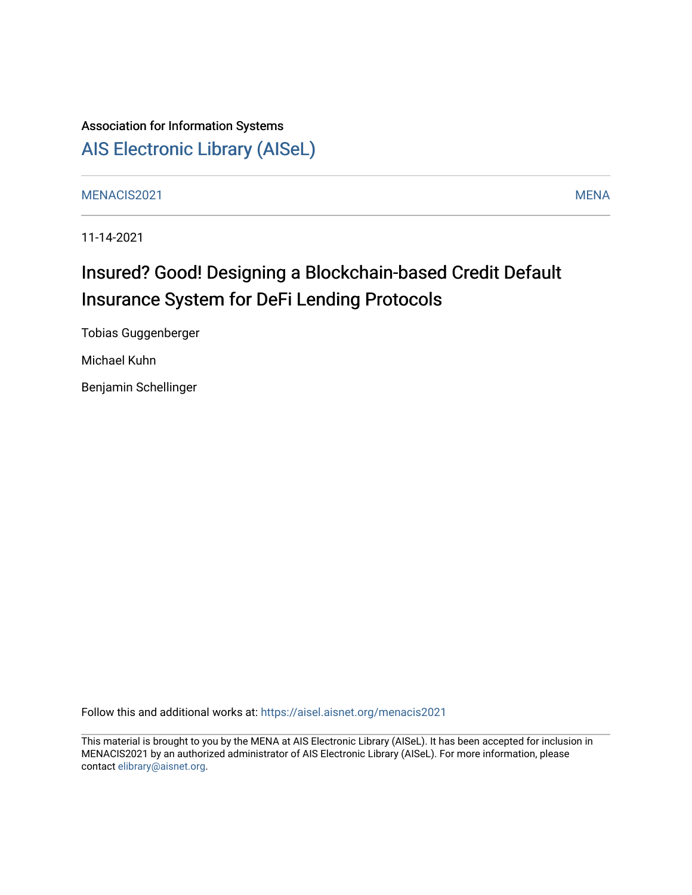Association for Information Systems

# AIS Electronic Library (AISeL)

MENACIS2021 MENA

11-14-2021

## Insured? Good! Designing a Blockchain-based Credit Default Insurance System for DeFi Lending Protocols

Tobias Guggenberger

Michael Kuhn

Benjamin Schellinger

Follow this and additional works at: https://aisel.aisnet.org/menacis2021

This material is brought to you by the MENA at AIS Electronic Library (AISeL). It has been accepted for inclusion in MENACIS2021 by an authorized administrator of AIS Electronic Library (AISeL). For more information, please contact elibrary@aisnet.org.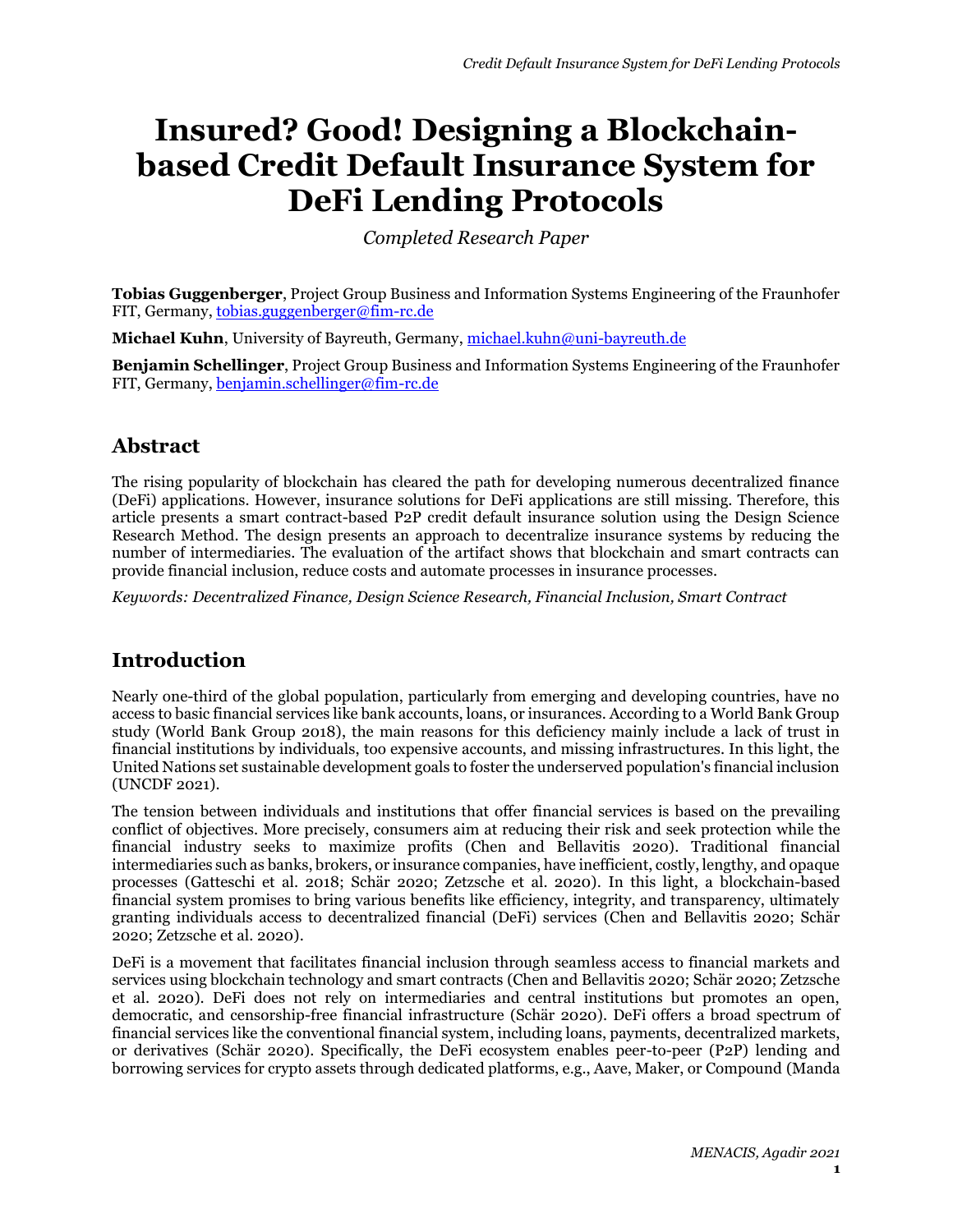# Insured? Good! Designing a Blockchain-based Credit Default Insurance System for DeFi Lending Protocols

*Completed Research Paper*

**Tobias Guggenberger**, Project Group Business and Information Systems Engineering of the Fraunhofer FIT, Germany, tobias.guggenberger@fim-rc.de

**Michael Kuhn**, University of Bayreuth, Germany, michael.kuhn@uni-bayreuth.de

**Benjamin Schellinger**, Project Group Business and Information Systems Engineering of the Fraunhofer FIT, Germany, benjamin.schellinger@fim-rc.de

## Abstract

The rising popularity of blockchain has cleared the path for developing numerous decentralized finance (DeFi) applications. However, insurance solutions for DeFi applications are still missing. Therefore, this article presents a smart contract-based P2P credit default insurance solution using the Design Science Research Method. The design presents an approach to decentralize insurance systems by reducing the number of intermediaries. The evaluation of the artifact shows that blockchain and smart contracts can provide financial inclusion, reduce costs and automate processes in insurance processes.

*Keywords: Decentralized Finance, Design Science Research, Financial Inclusion, Smart Contract*

## Introduction

Nearly one-third of the global population, particularly from emerging and developing countries, have no access to basic financial services like bank accounts, loans, or insurances. According to a World Bank Group study (World Bank Group 2018), the main reasons for this deficiency mainly include a lack of trust in financial institutions by individuals, too expensive accounts, and missing infrastructures. In this light, the United Nations set sustainable development goals to foster the underserved population's financial inclusion (UNCDF 2021).

The tension between individuals and institutions that offer financial services is based on the prevailing conflict of objectives. More precisely, consumers aim at reducing their risk and seek protection while the financial industry seeks to maximize profits (Chen and Bellavitis 2020). Traditional financial intermediaries such as banks, brokers, or insurance companies, have inefficient, costly, lengthy, and opaque processes (Gatteschi et al. 2018; Schär 2020; Zetzsche et al. 2020). In this light, a blockchain-based financial system promises to bring various benefits like efficiency, integrity, and transparency, ultimately granting individuals access to decentralized financial (DeFi) services (Chen and Bellavitis 2020; Schär 2020; Zetzsche et al. 2020).

DeFi is a movement that facilitates financial inclusion through seamless access to financial markets and services using blockchain technology and smart contracts (Chen and Bellavitis 2020; Schär 2020; Zetzsche et al. 2020). DeFi does not rely on intermediaries and central institutions but promotes an open, democratic, and censorship-free financial infrastructure (Schär 2020). DeFi offers a broad spectrum of financial services like the conventional financial system, including loans, payments, decentralized markets, or derivatives (Schär 2020). Specifically, the DeFi ecosystem enables peer-to-peer (P2P) lending and borrowing services for crypto assets through dedicated platforms, e.g., Aave, Maker, or Compound (Manda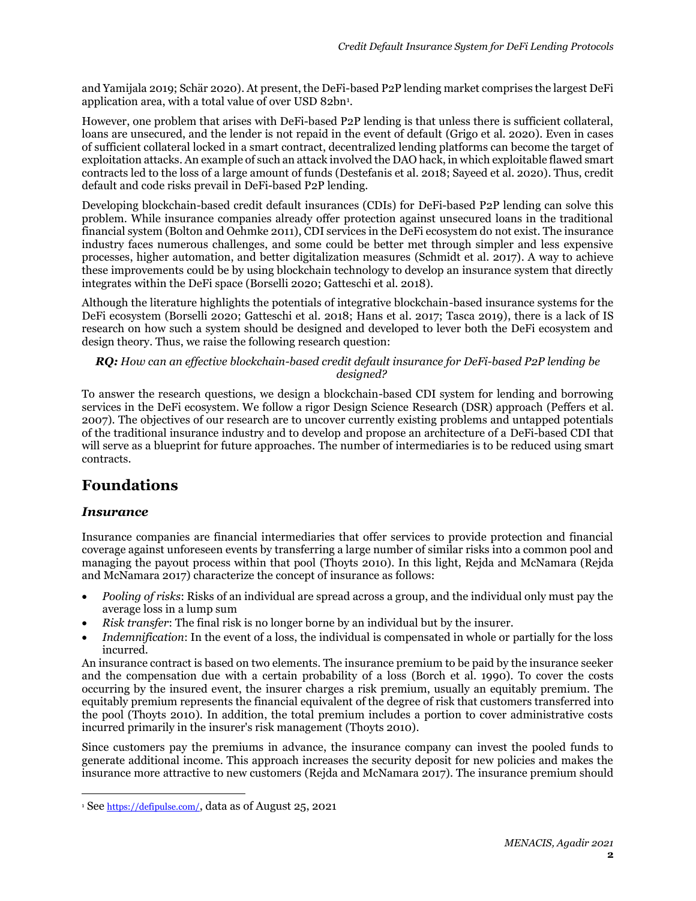and Yamijala 2019; Schär 2020). At present, the DeFi-based P2P lending market comprises the largest DeFi application area, with a total value of over USD 82bn[1].

However, one problem that arises with DeFi-based P2P lending is that unless there is sufficient collateral, loans are unsecured, and the lender is not repaid in the event of default (Grigo et al. 2020). Even in cases of sufficient collateral locked in a smart contract, decentralized lending platforms can become the target of exploitation attacks. An example of such an attack involved the DAO hack, in which exploitable flawed smart contracts led to the loss of a large amount of funds (Destefanis et al. 2018; Sayeed et al. 2020). Thus, credit default and code risks prevail in DeFi-based P2P lending.

Developing blockchain-based credit default insurances (CDIs) for DeFi-based P2P lending can solve this problem. While insurance companies already offer protection against unsecured loans in the traditional financial system (Bolton and Oehmke 2011), CDI services in the DeFi ecosystem do not exist. The insurance industry faces numerous challenges, and some could be better met through simpler and less expensive processes, higher automation, and better digitalization measures (Schmidt et al. 2017). A way to achieve these improvements could be by using blockchain technology to develop an insurance system that directly integrates within the DeFi space (Borselli 2020; Gatteschi et al. 2018).

Although the literature highlights the potentials of integrative blockchain-based insurance systems for the DeFi ecosystem (Borselli 2020; Gatteschi et al. 2018; Hans et al. 2017; Tasca 2019), there is a lack of IS research on how such a system should be designed and developed to lever both the DeFi ecosystem and design theory. Thus, we raise the following research question:

***RQ:*** *How can an effective blockchain-based credit default insurance for DeFi-based P2P lending be designed?*

To answer the research questions, we design a blockchain-based CDI system for lending and borrowing services in the DeFi ecosystem. We follow a rigor Design Science Research (DSR) approach (Peffers et al. 2007). The objectives of our research are to uncover currently existing problems and untapped potentials of the traditional insurance industry and to develop and propose an architecture of a DeFi-based CDI that will serve as a blueprint for future approaches. The number of intermediaries is to be reduced using smart contracts.

# Foundations

## *Insurance*

Insurance companies are financial intermediaries that offer services to provide protection and financial coverage against unforeseen events by transferring a large number of similar risks into a common pool and managing the payout process within that pool (Thoyts 2010). In this light, Rejda and McNamara (Rejda and McNamara 2017) characterize the concept of insurance as follows:

- *Pooling of risks*: Risks of an individual are spread across a group, and the individual only must pay the average loss in a lump sum
- *Risk transfer*: The final risk is no longer borne by an individual but by the insurer.
- *Indemnification*: In the event of a loss, the individual is compensated in whole or partially for the loss incurred.

An insurance contract is based on two elements. The insurance premium to be paid by the insurance seeker and the compensation due with a certain probability of a loss (Borch et al. 1990). To cover the costs occurring by the insured event, the insurer charges a risk premium, usually an equitably premium. The equitably premium represents the financial equivalent of the degree of risk that customers transferred into the pool (Thoyts 2010). In addition, the total premium includes a portion to cover administrative costs incurred primarily in the insurer's risk management (Thoyts 2010).

Since customers pay the premiums in advance, the insurance company can invest the pooled funds to generate additional income. This approach increases the security deposit for new policies and makes the insurance more attractive to new customers (Rejda and McNamara 2017). The insurance premium should

[1] See https://defipulse.com/, data as of August 25, 2021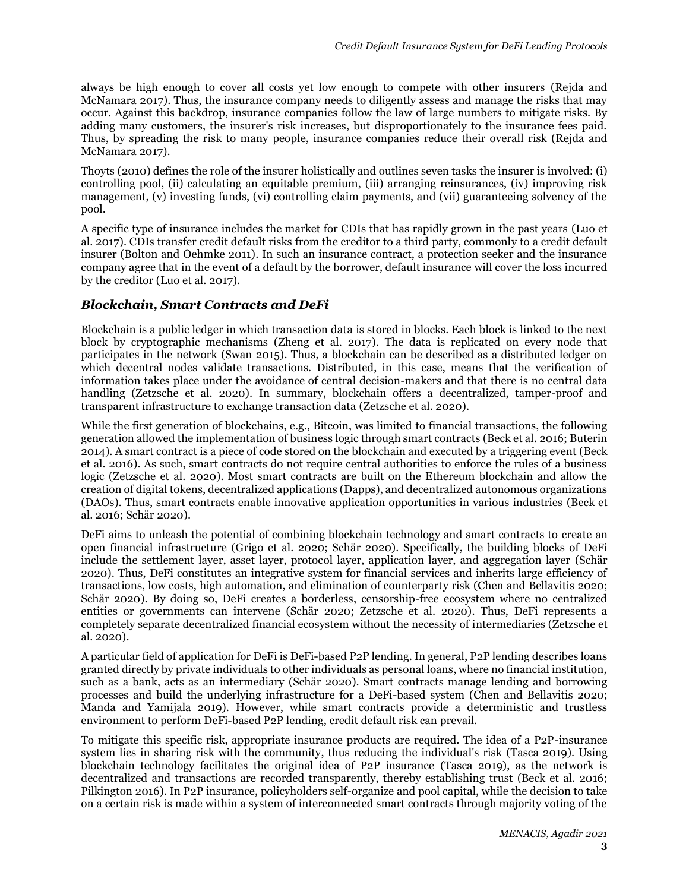always be high enough to cover all costs yet low enough to compete with other insurers (Rejda and McNamara 2017). Thus, the insurance company needs to diligently assess and manage the risks that may occur. Against this backdrop, insurance companies follow the law of large numbers to mitigate risks. By adding many customers, the insurer's risk increases, but disproportionately to the insurance fees paid. Thus, by spreading the risk to many people, insurance companies reduce their overall risk (Rejda and McNamara 2017).

Thoyts (2010) defines the role of the insurer holistically and outlines seven tasks the insurer is involved: (i) controlling pool, (ii) calculating an equitable premium, (iii) arranging reinsurances, (iv) improving risk management, (v) investing funds, (vi) controlling claim payments, and (vii) guaranteeing solvency of the pool.

A specific type of insurance includes the market for CDIs that has rapidly grown in the past years (Luo et al. 2017). CDIs transfer credit default risks from the creditor to a third party, commonly to a credit default insurer (Bolton and Oehmke 2011). In such an insurance contract, a protection seeker and the insurance company agree that in the event of a default by the borrower, default insurance will cover the loss incurred by the creditor (Luo et al. 2017).

## *Blockchain, Smart Contracts and DeFi*

Blockchain is a public ledger in which transaction data is stored in blocks. Each block is linked to the next block by cryptographic mechanisms (Zheng et al. 2017). The data is replicated on every node that participates in the network (Swan 2015). Thus, a blockchain can be described as a distributed ledger on which decentral nodes validate transactions. Distributed, in this case, means that the verification of information takes place under the avoidance of central decision-makers and that there is no central data handling (Zetzsche et al. 2020). In summary, blockchain offers a decentralized, tamper-proof and transparent infrastructure to exchange transaction data (Zetzsche et al. 2020).

While the first generation of blockchains, e.g., Bitcoin, was limited to financial transactions, the following generation allowed the implementation of business logic through smart contracts (Beck et al. 2016; Buterin 2014). A smart contract is a piece of code stored on the blockchain and executed by a triggering event (Beck et al. 2016). As such, smart contracts do not require central authorities to enforce the rules of a business logic (Zetzsche et al. 2020). Most smart contracts are built on the Ethereum blockchain and allow the creation of digital tokens, decentralized applications (Dapps), and decentralized autonomous organizations (DAOs). Thus, smart contracts enable innovative application opportunities in various industries (Beck et al. 2016; Schär 2020).

DeFi aims to unleash the potential of combining blockchain technology and smart contracts to create an open financial infrastructure (Grigo et al. 2020; Schär 2020). Specifically, the building blocks of DeFi include the settlement layer, asset layer, protocol layer, application layer, and aggregation layer (Schär 2020). Thus, DeFi constitutes an integrative system for financial services and inherits large efficiency of transactions, low costs, high automation, and elimination of counterparty risk (Chen and Bellavitis 2020; Schär 2020). By doing so, DeFi creates a borderless, censorship-free ecosystem where no centralized entities or governments can intervene (Schär 2020; Zetzsche et al. 2020). Thus, DeFi represents a completely separate decentralized financial ecosystem without the necessity of intermediaries (Zetzsche et al. 2020).

A particular field of application for DeFi is DeFi-based P2P lending. In general, P2P lending describes loans granted directly by private individuals to other individuals as personal loans, where no financial institution, such as a bank, acts as an intermediary (Schär 2020). Smart contracts manage lending and borrowing processes and build the underlying infrastructure for a DeFi-based system (Chen and Bellavitis 2020; Manda and Yamijala 2019). However, while smart contracts provide a deterministic and trustless environment to perform DeFi-based P2P lending, credit default risk can prevail.

To mitigate this specific risk, appropriate insurance products are required. The idea of a P2P-insurance system lies in sharing risk with the community, thus reducing the individual's risk (Tasca 2019). Using blockchain technology facilitates the original idea of P2P insurance (Tasca 2019), as the network is decentralized and transactions are recorded transparently, thereby establishing trust (Beck et al. 2016; Pilkington 2016). In P2P insurance, policyholders self-organize and pool capital, while the decision to take on a certain risk is made within a system of interconnected smart contracts through majority voting of the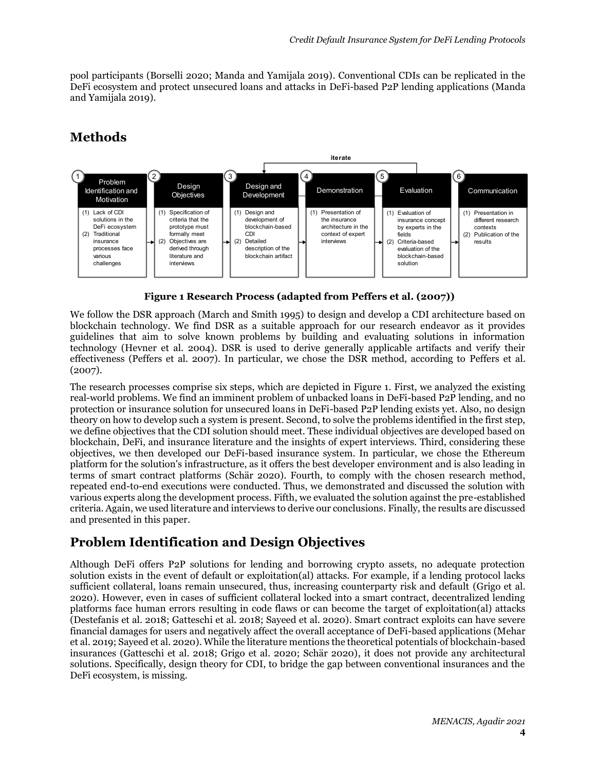pool participants (Borselli 2020; Manda and Yamijala 2019). Conventional CDIs can be replicated in the DeFi ecosystem and protect unsecured loans and attacks in DeFi-based P2P lending applications (Manda and Yamijala 2019).

## Methods

| 1 Problem Identification and Motivation | 2 Design Objectives | 3 Design and Development | 4 Demonstration | 5 Evaluation | 6 Communication |
| --- | --- | --- | --- | --- | --- |
| (1) Lack of CDI solutions in the DeFi ecosystem (2) Traditional insurance processes face various challenges | (1) Specification of criteria that the prototype must formally meet (2) Objectives are derived through literature and interviews | (1) Design and development of blockchain-based CDI (2) Detailed description of the blockchain artifact | (1) Presentation of the insurance architecture in the context of expert interviews | (1) Evaluation of insurance concept by experts in the fields (2) Criteria-based evaluation of the blockchain-based solution | (1) Presentation in different research contexts (2) Publication of the results |

iterate (from 5 Evaluation back to 3 Design and Development)

**Figure 1 Research Process (adapted from Peffers et al. (2007))**

We follow the DSR approach (March and Smith 1995) to design and develop a CDI architecture based on blockchain technology. We find DSR as a suitable approach for our research endeavor as it provides guidelines that aim to solve known problems by building and evaluating solutions in information technology (Hevner et al. 2004). DSR is used to derive generally applicable artifacts and verify their effectiveness (Peffers et al. 2007). In particular, we chose the DSR method, according to Peffers et al. (2007).

The research processes comprise six steps, which are depicted in Figure 1. First, we analyzed the existing real-world problems. We find an imminent problem of unbacked loans in DeFi-based P2P lending, and no protection or insurance solution for unsecured loans in DeFi-based P2P lending exists yet. Also, no design theory on how to develop such a system is present. Second, to solve the problems identified in the first step, we define objectives that the CDI solution should meet. These individual objectives are developed based on blockchain, DeFi, and insurance literature and the insights of expert interviews. Third, considering these objectives, we then developed our DeFi-based insurance system. In particular, we chose the Ethereum platform for the solution's infrastructure, as it offers the best developer environment and is also leading in terms of smart contract platforms (Schär 2020). Fourth, to comply with the chosen research method, repeated end-to-end executions were conducted. Thus, we demonstrated and discussed the solution with various experts along the development process. Fifth, we evaluated the solution against the pre-established criteria. Again, we used literature and interviews to derive our conclusions. Finally, the results are discussed and presented in this paper.

## Problem Identification and Design Objectives

Although DeFi offers P2P solutions for lending and borrowing crypto assets, no adequate protection solution exists in the event of default or exploitation(al) attacks. For example, if a lending protocol lacks sufficient collateral, loans remain unsecured, thus, increasing counterparty risk and default (Grigo et al. 2020). However, even in cases of sufficient collateral locked into a smart contract, decentralized lending platforms face human errors resulting in code flaws or can become the target of exploitation(al) attacks (Destefanis et al. 2018; Gatteschi et al. 2018; Sayeed et al. 2020). Smart contract exploits can have severe financial damages for users and negatively affect the overall acceptance of DeFi-based applications (Mehar et al. 2019; Sayeed et al. 2020). While the literature mentions the theoretical potentials of blockchain-based insurances (Gatteschi et al. 2018; Grigo et al. 2020; Schär 2020), it does not provide any architectural solutions. Specifically, design theory for CDI, to bridge the gap between conventional insurances and the DeFi ecosystem, is missing.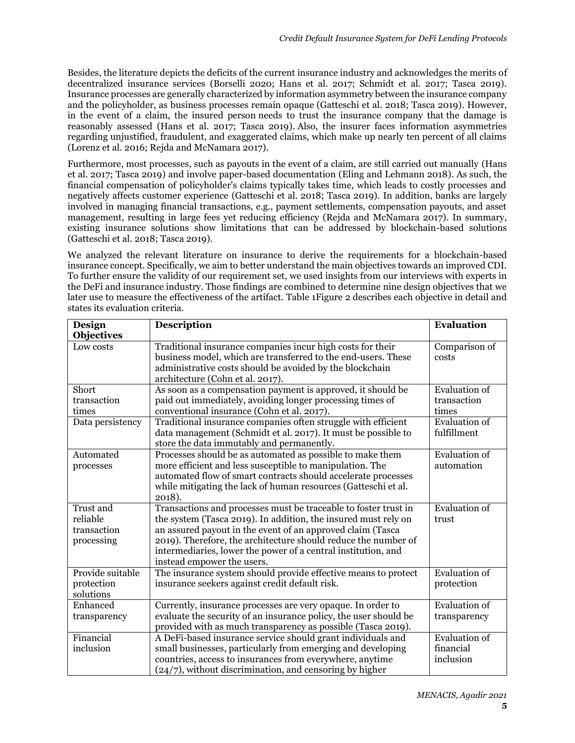Besides, the literature depicts the deficits of the current insurance industry and acknowledges the merits of decentralized insurance services (Borselli 2020; Hans et al. 2017; Schmidt et al. 2017; Tasca 2019). Insurance processes are generally characterized by information asymmetry between the insurance company and the policyholder, as business processes remain opaque (Gatteschi et al. 2018; Tasca 2019). However, in the event of a claim, the insured person needs to trust the insurance company that the damage is reasonably assessed (Hans et al. 2017; Tasca 2019). Also, the insurer faces information asymmetries regarding unjustified, fraudulent, and exaggerated claims, which make up nearly ten percent of all claims (Lorenz et al. 2016; Rejda and McNamara 2017).

Furthermore, most processes, such as payouts in the event of a claim, are still carried out manually (Hans et al. 2017; Tasca 2019) and involve paper-based documentation (Eling and Lehmann 2018). As such, the financial compensation of policyholder's claims typically takes time, which leads to costly processes and negatively affects customer experience (Gatteschi et al. 2018; Tasca 2019). In addition, banks are largely involved in managing financial transactions, e.g., payment settlements, compensation payouts, and asset management, resulting in large fees yet reducing efficiency (Rejda and McNamara 2017). In summary, existing insurance solutions show limitations that can be addressed by blockchain-based solutions (Gatteschi et al. 2018; Tasca 2019).

We analyzed the relevant literature on insurance to derive the requirements for a blockchain-based insurance concept. Specifically, we aim to better understand the main objectives towards an improved CDI. To further ensure the validity of our requirement set, we used insights from our interviews with experts in the DeFi and insurance industry. Those findings are combined to determine nine design objectives that we later use to measure the effectiveness of the artifact. Table 1Figure 2 describes each objective in detail and states its evaluation criteria.

| Design Objectives | Description | Evaluation |
|---|---|---|
| Low costs | Traditional insurance companies incur high costs for their business model, which are transferred to the end-users. These administrative costs should be avoided by the blockchain architecture (Cohn et al. 2017). | Comparison of costs |
| Short transaction times | As soon as a compensation payment is approved, it should be paid out immediately, avoiding longer processing times of conventional insurance (Cohn et al. 2017). | Evaluation of transaction times |
| Data persistency | Traditional insurance companies often struggle with efficient data management (Schmidt et al. 2017). It must be possible to store the data immutably and permanently. | Evaluation of fulfillment |
| Automated processes | Processes should be as automated as possible to make them more efficient and less susceptible to manipulation. The automated flow of smart contracts should accelerate processes while mitigating the lack of human resources (Gatteschi et al. 2018). | Evaluation of automation |
| Trust and reliable transaction processing | Transactions and processes must be traceable to foster trust in the system (Tasca 2019). In addition, the insured must rely on an assured payout in the event of an approved claim (Tasca 2019). Therefore, the architecture should reduce the number of intermediaries, lower the power of a central institution, and instead empower the users. | Evaluation of trust |
| Provide suitable protection solutions | The insurance system should provide effective means to protect insurance seekers against credit default risk. | Evaluation of protection |
| Enhanced transparency | Currently, insurance processes are very opaque. In order to evaluate the security of an insurance policy, the user should be provided with as much transparency as possible (Tasca 2019). | Evaluation of transparency |
| Financial inclusion | A DeFi-based insurance service should grant individuals and small businesses, particularly from emerging and developing countries, access to insurances from everywhere, anytime (24/7), without discrimination, and censoring by higher | Evaluation of financial inclusion |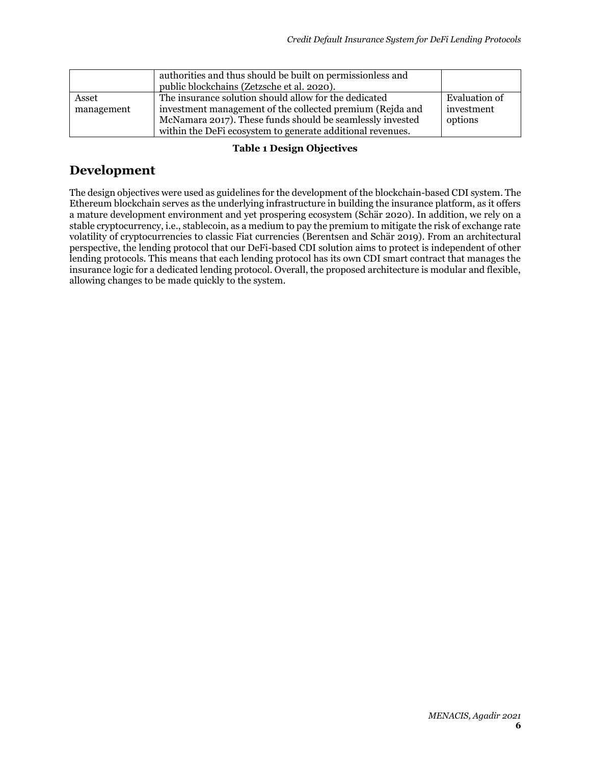| | | |
|---|---|---|
| | authorities and thus should be built on permissionless and public blockchains (Zetzsche et al. 2020). | |
| Asset management | The insurance solution should allow for the dedicated investment management of the collected premium (Rejda and McNamara 2017). These funds should be seamlessly invested within the DeFi ecosystem to generate additional revenues. | Evaluation of investment options |

**Table 1 Design Objectives**

## Development

The design objectives were used as guidelines for the development of the blockchain-based CDI system. The Ethereum blockchain serves as the underlying infrastructure in building the insurance platform, as it offers a mature development environment and yet prospering ecosystem (Schär 2020). In addition, we rely on a stable cryptocurrency, i.e., stablecoin, as a medium to pay the premium to mitigate the risk of exchange rate volatility of cryptocurrencies to classic Fiat currencies (Berentsen and Schär 2019). From an architectural perspective, the lending protocol that our DeFi-based CDI solution aims to protect is independent of other lending protocols. This means that each lending protocol has its own CDI smart contract that manages the insurance logic for a dedicated lending protocol. Overall, the proposed architecture is modular and flexible, allowing changes to be made quickly to the system.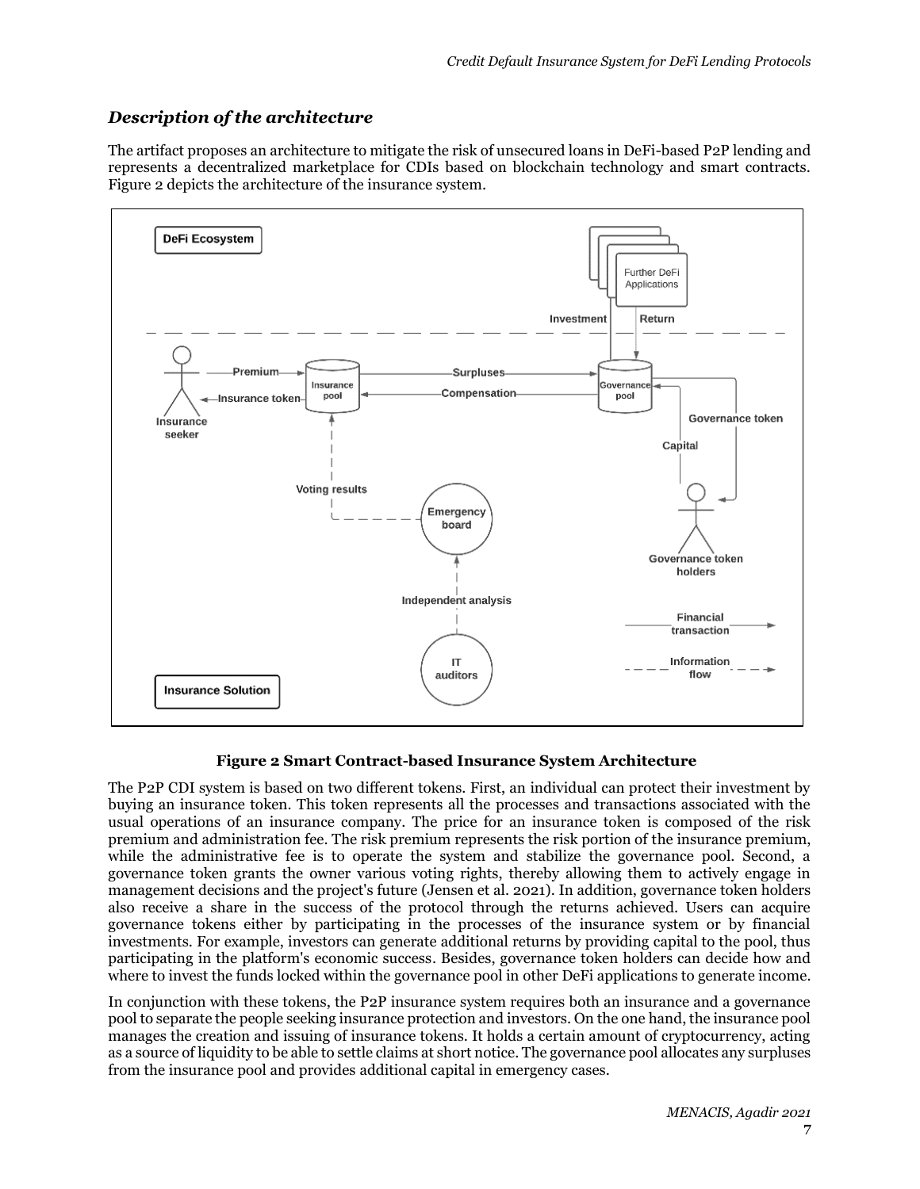## *Description of the architecture*

The artifact proposes an architecture to mitigate the risk of unsecured loans in DeFi-based P2P lending and represents a decentralized marketplace for CDIs based on blockchain technology and smart contracts. Figure 2 depicts the architecture of the insurance system.

**Figure 2 Smart Contract-based Insurance System Architecture**

The P2P CDI system is based on two different tokens. First, an individual can protect their investment by buying an insurance token. This token represents all the processes and transactions associated with the usual operations of an insurance company. The price for an insurance token is composed of the risk premium and administration fee. The risk premium represents the risk portion of the insurance premium, while the administrative fee is to operate the system and stabilize the governance pool. Second, a governance token grants the owner various voting rights, thereby allowing them to actively engage in management decisions and the project's future (Jensen et al. 2021). In addition, governance token holders also receive a share in the success of the protocol through the returns achieved. Users can acquire governance tokens either by participating in the processes of the insurance system or by financial investments. For example, investors can generate additional returns by providing capital to the pool, thus participating in the platform's economic success. Besides, governance token holders can decide how and where to invest the funds locked within the governance pool in other DeFi applications to generate income.

In conjunction with these tokens, the P2P insurance system requires both an insurance and a governance pool to separate the people seeking insurance protection and investors. On the one hand, the insurance pool manages the creation and issuing of insurance tokens. It holds a certain amount of cryptocurrency, acting as a source of liquidity to be able to settle claims at short notice. The governance pool allocates any surpluses from the insurance pool and provides additional capital in emergency cases.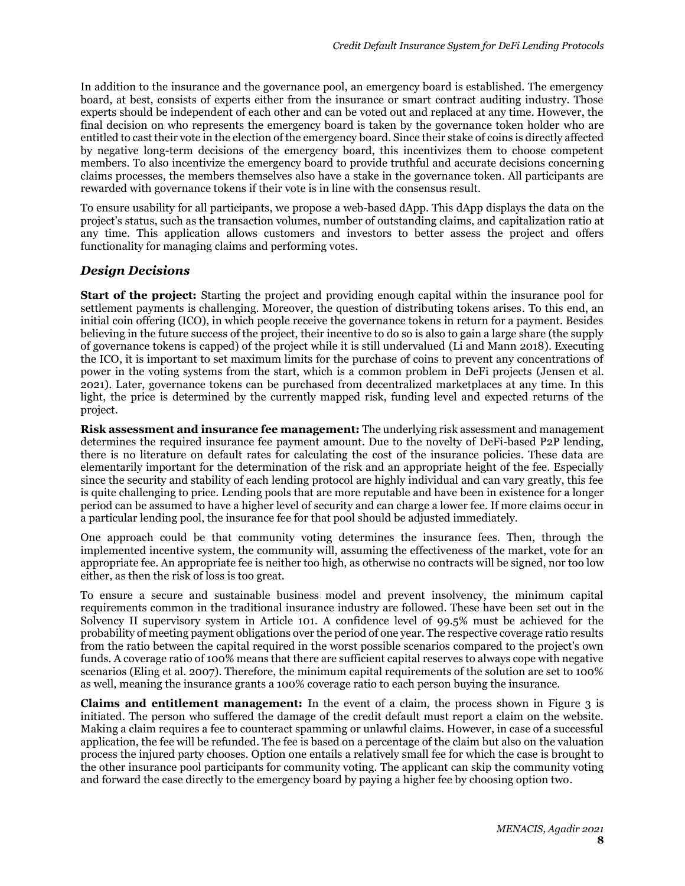In addition to the insurance and the governance pool, an emergency board is established. The emergency board, at best, consists of experts either from the insurance or smart contract auditing industry. Those experts should be independent of each other and can be voted out and replaced at any time. However, the final decision on who represents the emergency board is taken by the governance token holder who are entitled to cast their vote in the election of the emergency board. Since their stake of coins is directly affected by negative long-term decisions of the emergency board, this incentivizes them to choose competent members. To also incentivize the emergency board to provide truthful and accurate decisions concerning claims processes, the members themselves also have a stake in the governance token. All participants are rewarded with governance tokens if their vote is in line with the consensus result.

To ensure usability for all participants, we propose a web-based dApp. This dApp displays the data on the project's status, such as the transaction volumes, number of outstanding claims, and capitalization ratio at any time. This application allows customers and investors to better assess the project and offers functionality for managing claims and performing votes.

### *Design Decisions*

**Start of the project:** Starting the project and providing enough capital within the insurance pool for settlement payments is challenging. Moreover, the question of distributing tokens arises. To this end, an initial coin offering (ICO), in which people receive the governance tokens in return for a payment. Besides believing in the future success of the project, their incentive to do so is also to gain a large share (the supply of governance tokens is capped) of the project while it is still undervalued (Li and Mann 2018). Executing the ICO, it is important to set maximum limits for the purchase of coins to prevent any concentrations of power in the voting systems from the start, which is a common problem in DeFi projects (Jensen et al. 2021). Later, governance tokens can be purchased from decentralized marketplaces at any time. In this light, the price is determined by the currently mapped risk, funding level and expected returns of the project.

**Risk assessment and insurance fee management:** The underlying risk assessment and management determines the required insurance fee payment amount. Due to the novelty of DeFi-based P2P lending, there is no literature on default rates for calculating the cost of the insurance policies. These data are elementarily important for the determination of the risk and an appropriate height of the fee. Especially since the security and stability of each lending protocol are highly individual and can vary greatly, this fee is quite challenging to price. Lending pools that are more reputable and have been in existence for a longer period can be assumed to have a higher level of security and can charge a lower fee. If more claims occur in a particular lending pool, the insurance fee for that pool should be adjusted immediately.

One approach could be that community voting determines the insurance fees. Then, through the implemented incentive system, the community will, assuming the effectiveness of the market, vote for an appropriate fee. An appropriate fee is neither too high, as otherwise no contracts will be signed, nor too low either, as then the risk of loss is too great.

To ensure a secure and sustainable business model and prevent insolvency, the minimum capital requirements common in the traditional insurance industry are followed. These have been set out in the Solvency II supervisory system in Article 101. A confidence level of 99.5% must be achieved for the probability of meeting payment obligations over the period of one year. The respective coverage ratio results from the ratio between the capital required in the worst possible scenarios compared to the project's own funds. A coverage ratio of 100% means that there are sufficient capital reserves to always cope with negative scenarios (Eling et al. 2007). Therefore, the minimum capital requirements of the solution are set to 100% as well, meaning the insurance grants a 100% coverage ratio to each person buying the insurance.

**Claims and entitlement management:** In the event of a claim, the process shown in Figure 3 is initiated. The person who suffered the damage of the credit default must report a claim on the website. Making a claim requires a fee to counteract spamming or unlawful claims. However, in case of a successful application, the fee will be refunded. The fee is based on a percentage of the claim but also on the valuation process the injured party chooses. Option one entails a relatively small fee for which the case is brought to the other insurance pool participants for community voting. The applicant can skip the community voting and forward the case directly to the emergency board by paying a higher fee by choosing option two.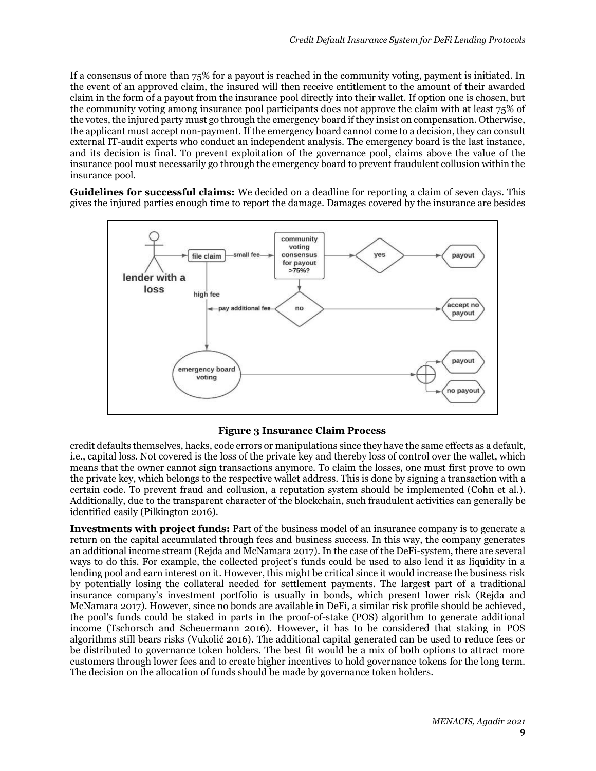If a consensus of more than 75% for a payout is reached in the community voting, payment is initiated. In the event of an approved claim, the insured will then receive entitlement to the amount of their awarded claim in the form of a payout from the insurance pool directly into their wallet. If option one is chosen, but the community voting among insurance pool participants does not approve the claim with at least 75% of the votes, the injured party must go through the emergency board if they insist on compensation. Otherwise, the applicant must accept non-payment. If the emergency board cannot come to a decision, they can consult external IT-audit experts who conduct an independent analysis. The emergency board is the last instance, and its decision is final. To prevent exploitation of the governance pool, claims above the value of the insurance pool must necessarily go through the emergency board to prevent fraudulent collusion within the insurance pool.

**Guidelines for successful claims:** We decided on a deadline for reporting a claim of seven days. This gives the injured parties enough time to report the damage. Damages covered by the insurance are besides

**Figure 3 Insurance Claim Process**

credit defaults themselves, hacks, code errors or manipulations since they have the same effects as a default, i.e., capital loss. Not covered is the loss of the private key and thereby loss of control over the wallet, which means that the owner cannot sign transactions anymore. To claim the losses, one must first prove to own the private key, which belongs to the respective wallet address. This is done by signing a transaction with a certain code. To prevent fraud and collusion, a reputation system should be implemented (Cohn et al.). Additionally, due to the transparent character of the blockchain, such fraudulent activities can generally be identified easily (Pilkington 2016).

**Investments with project funds:** Part of the business model of an insurance company is to generate a return on the capital accumulated through fees and business success. In this way, the company generates an additional income stream (Rejda and McNamara 2017). In the case of the DeFi-system, there are several ways to do this. For example, the collected project's funds could be used to also lend it as liquidity in a lending pool and earn interest on it. However, this might be critical since it would increase the business risk by potentially losing the collateral needed for settlement payments. The largest part of a traditional insurance company's investment portfolio is usually in bonds, which present lower risk (Rejda and McNamara 2017). However, since no bonds are available in DeFi, a similar risk profile should be achieved, the pool's funds could be staked in parts in the proof-of-stake (POS) algorithm to generate additional income (Tschorsch and Scheuermann 2016). However, it has to be considered that staking in POS algorithms still bears risks (Vukolić 2016). The additional capital generated can be used to reduce fees or be distributed to governance token holders. The best fit would be a mix of both options to attract more customers through lower fees and to create higher incentives to hold governance tokens for the long term. The decision on the allocation of funds should be made by governance token holders.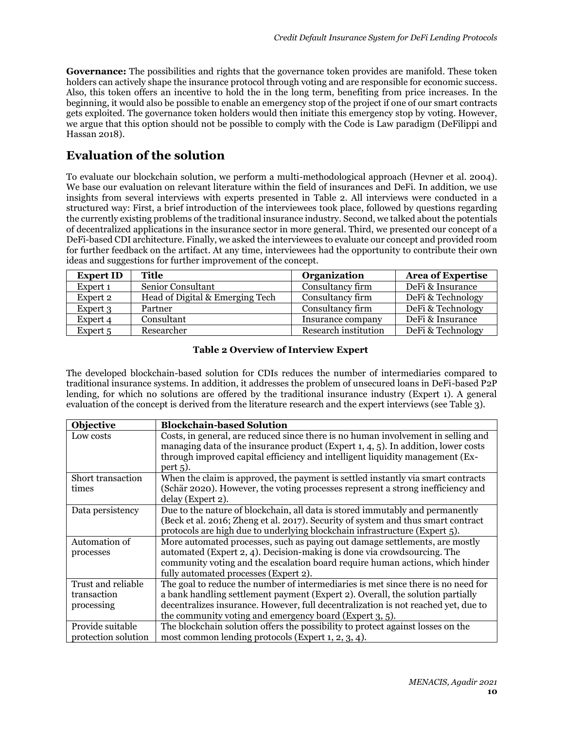**Governance:** The possibilities and rights that the governance token provides are manifold. These token holders can actively shape the insurance protocol through voting and are responsible for economic success. Also, this token offers an incentive to hold the in the long term, benefiting from price increases. In the beginning, it would also be possible to enable an emergency stop of the project if one of our smart contracts gets exploited. The governance token holders would then initiate this emergency stop by voting. However, we argue that this option should not be possible to comply with the Code is Law paradigm (DeFilippi and Hassan 2018).

## Evaluation of the solution

To evaluate our blockchain solution, we perform a multi-methodological approach (Hevner et al. 2004). We base our evaluation on relevant literature within the field of insurances and DeFi. In addition, we use insights from several interviews with experts presented in Table 2. All interviews were conducted in a structured way: First, a brief introduction of the interviewees took place, followed by questions regarding the currently existing problems of the traditional insurance industry. Second, we talked about the potentials of decentralized applications in the insurance sector in more general. Third, we presented our concept of a DeFi-based CDI architecture. Finally, we asked the interviewees to evaluate our concept and provided room for further feedback on the artifact. At any time, interviewees had the opportunity to contribute their own ideas and suggestions for further improvement of the concept.

| Expert ID | Title | Organization | Area of Expertise |
|---|---|---|---|
| Expert 1 | Senior Consultant | Consultancy firm | DeFi & Insurance |
| Expert 2 | Head of Digital & Emerging Tech | Consultancy firm | DeFi & Technology |
| Expert 3 | Partner | Consultancy firm | DeFi & Technology |
| Expert 4 | Consultant | Insurance company | DeFi & Insurance |
| Expert 5 | Researcher | Research institution | DeFi & Technology |

**Table 2 Overview of Interview Expert**

The developed blockchain-based solution for CDIs reduces the number of intermediaries compared to traditional insurance systems. In addition, it addresses the problem of unsecured loans in DeFi-based P2P lending, for which no solutions are offered by the traditional insurance industry (Expert 1). A general evaluation of the concept is derived from the literature research and the expert interviews (see Table 3).

| Objective | Blockchain-based Solution |
|---|---|
| Low costs | Costs, in general, are reduced since there is no human involvement in selling and managing data of the insurance product (Expert 1, 4, 5). In addition, lower costs through improved capital efficiency and intelligent liquidity management (Expert 5). |
| Short transaction times | When the claim is approved, the payment is settled instantly via smart contracts (Schär 2020). However, the voting processes represent a strong inefficiency and delay (Expert 2). |
| Data persistency | Due to the nature of blockchain, all data is stored immutably and permanently (Beck et al. 2016; Zheng et al. 2017). Security of system and thus smart contract protocols are high due to underlying blockchain infrastructure (Expert 5). |
| Automation of processes | More automated processes, such as paying out damage settlements, are mostly automated (Expert 2, 4). Decision-making is done via crowdsourcing. The community voting and the escalation board require human actions, which hinder fully automated processes (Expert 2). |
| Trust and reliable transaction processing | The goal to reduce the number of intermediaries is met since there is no need for a bank handling settlement payment (Expert 2). Overall, the solution partially decentralizes insurance. However, full decentralization is not reached yet, due to the community voting and emergency board (Expert 3, 5). |
| Provide suitable protection solution | The blockchain solution offers the possibility to protect against losses on the most common lending protocols (Expert 1, 2, 3, 4). |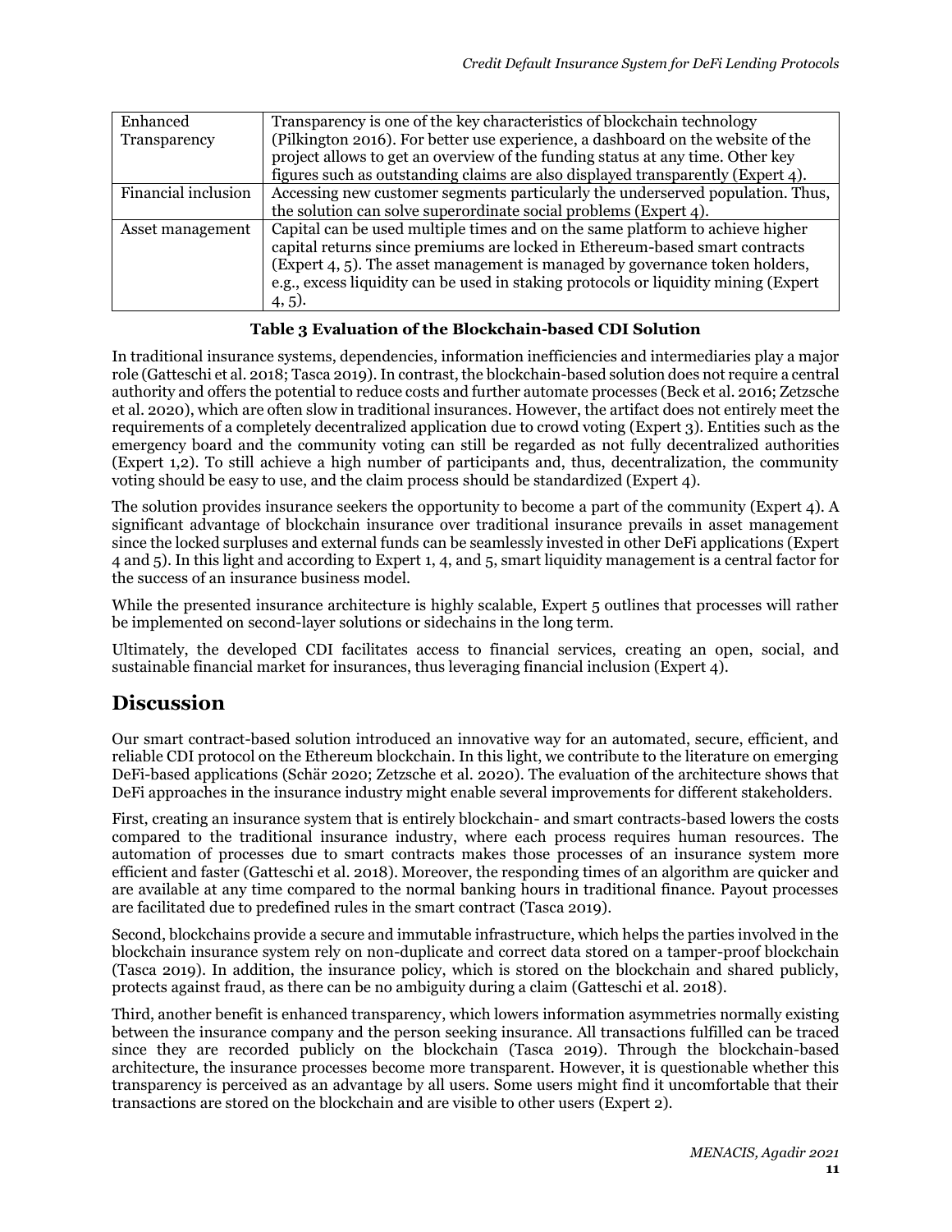| Enhanced Transparency | Transparency is one of the key characteristics of blockchain technology (Pilkington 2016). For better use experience, a dashboard on the website of the project allows to get an overview of the funding status at any time. Other key figures such as outstanding claims are also displayed transparently (Expert 4). |
|---|---|
| Financial inclusion | Accessing new customer segments particularly the underserved population. Thus, the solution can solve superordinate social problems (Expert 4). |
| Asset management | Capital can be used multiple times and on the same platform to achieve higher capital returns since premiums are locked in Ethereum-based smart contracts (Expert 4, 5). The asset management is managed by governance token holders, e.g., excess liquidity can be used in staking protocols or liquidity mining (Expert 4, 5). |

**Table 3 Evaluation of the Blockchain-based CDI Solution**

In traditional insurance systems, dependencies, information inefficiencies and intermediaries play a major role (Gatteschi et al. 2018; Tasca 2019). In contrast, the blockchain-based solution does not require a central authority and offers the potential to reduce costs and further automate processes (Beck et al. 2016; Zetzsche et al. 2020), which are often slow in traditional insurances. However, the artifact does not entirely meet the requirements of a completely decentralized application due to crowd voting (Expert 3). Entities such as the emergency board and the community voting can still be regarded as not fully decentralized authorities (Expert 1,2). To still achieve a high number of participants and, thus, decentralization, the community voting should be easy to use, and the claim process should be standardized (Expert 4).

The solution provides insurance seekers the opportunity to become a part of the community (Expert 4). A significant advantage of blockchain insurance over traditional insurance prevails in asset management since the locked surpluses and external funds can be seamlessly invested in other DeFi applications (Expert 4 and 5). In this light and according to Expert 1, 4, and 5, smart liquidity management is a central factor for the success of an insurance business model.

While the presented insurance architecture is highly scalable, Expert 5 outlines that processes will rather be implemented on second-layer solutions or sidechains in the long term.

Ultimately, the developed CDI facilitates access to financial services, creating an open, social, and sustainable financial market for insurances, thus leveraging financial inclusion (Expert 4).

## Discussion

Our smart contract-based solution introduced an innovative way for an automated, secure, efficient, and reliable CDI protocol on the Ethereum blockchain. In this light, we contribute to the literature on emerging DeFi-based applications (Schär 2020; Zetzsche et al. 2020). The evaluation of the architecture shows that DeFi approaches in the insurance industry might enable several improvements for different stakeholders.

First, creating an insurance system that is entirely blockchain- and smart contracts-based lowers the costs compared to the traditional insurance industry, where each process requires human resources. The automation of processes due to smart contracts makes those processes of an insurance system more efficient and faster (Gatteschi et al. 2018). Moreover, the responding times of an algorithm are quicker and are available at any time compared to the normal banking hours in traditional finance. Payout processes are facilitated due to predefined rules in the smart contract (Tasca 2019).

Second, blockchains provide a secure and immutable infrastructure, which helps the parties involved in the blockchain insurance system rely on non-duplicate and correct data stored on a tamper-proof blockchain (Tasca 2019). In addition, the insurance policy, which is stored on the blockchain and shared publicly, protects against fraud, as there can be no ambiguity during a claim (Gatteschi et al. 2018).

Third, another benefit is enhanced transparency, which lowers information asymmetries normally existing between the insurance company and the person seeking insurance. All transactions fulfilled can be traced since they are recorded publicly on the blockchain (Tasca 2019). Through the blockchain-based architecture, the insurance processes become more transparent. However, it is questionable whether this transparency is perceived as an advantage by all users. Some users might find it uncomfortable that their transactions are stored on the blockchain and are visible to other users (Expert 2).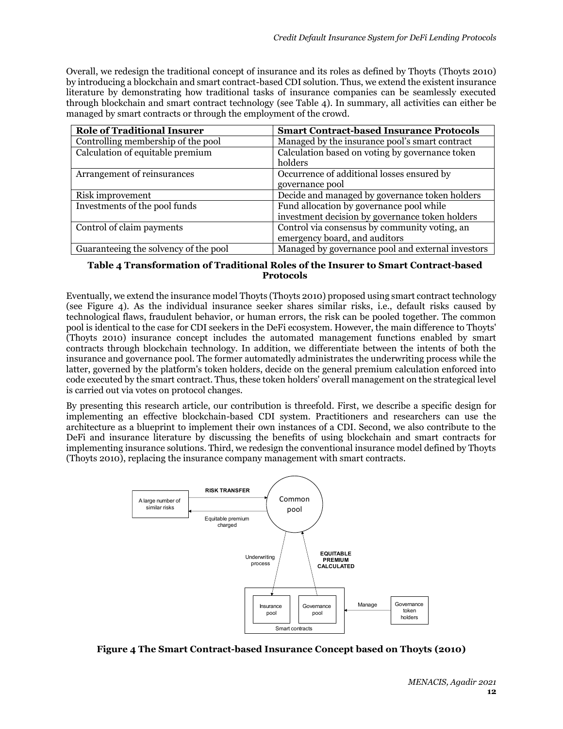Overall, we redesign the traditional concept of insurance and its roles as defined by Thoyts (Thoyts 2010) by introducing a blockchain and smart contract-based CDI solution. Thus, we extend the existent insurance literature by demonstrating how traditional tasks of insurance companies can be seamlessly executed through blockchain and smart contract technology (see Table 4). In summary, all activities can either be managed by smart contracts or through the employment of the crowd.

| Role of Traditional Insurer | Smart Contract-based Insurance Protocols |
| --- | --- |
| Controlling membership of the pool | Managed by the insurance pool's smart contract |
| Calculation of equitable premium | Calculation based on voting by governance token holders |
| Arrangement of reinsurances | Occurrence of additional losses ensured by governance pool |
| Risk improvement | Decide and managed by governance token holders |
| Investments of the pool funds | Fund allocation by governance pool while investment decision by governance token holders |
| Control of claim payments | Control via consensus by community voting, an emergency board, and auditors |
| Guaranteeing the solvency of the pool | Managed by governance pool and external investors |

**Table 4 Transformation of Traditional Roles of the Insurer to Smart Contract-based Protocols**

Eventually, we extend the insurance model Thoyts (Thoyts 2010) proposed using smart contract technology (see Figure 4). As the individual insurance seeker shares similar risks, i.e., default risks caused by technological flaws, fraudulent behavior, or human errors, the risk can be pooled together. The common pool is identical to the case for CDI seekers in the DeFi ecosystem. However, the main difference to Thoyts' (Thoyts 2010) insurance concept includes the automated management functions enabled by smart contracts through blockchain technology. In addition, we differentiate between the intents of both the insurance and governance pool. The former automatedly administrates the underwriting process while the latter, governed by the platform's token holders, decide on the general premium calculation enforced into code executed by the smart contract. Thus, these token holders' overall management on the strategical level is carried out via votes on protocol changes.

By presenting this research article, our contribution is threefold. First, we describe a specific design for implementing an effective blockchain-based CDI system. Practitioners and researchers can use the architecture as a blueprint to implement their own instances of a CDI. Second, we also contribute to the DeFi and insurance literature by discussing the benefits of using blockchain and smart contracts for implementing insurance solutions. Third, we redesign the conventional insurance model defined by Thoyts (Thoyts 2010), replacing the insurance company management with smart contracts.

A large number of similar risks — RISK TRANSFER → Common pool; Equitable premium charged ←
Common pool — Underwriting process → Insurance pool; Governance pool — EQUITABLE PREMIUM CALCULATED → Common pool
Smart contracts: Insurance pool, Governance pool ← Manage — Governance token holders

**Figure 4 The Smart Contract-based Insurance Concept based on Thoyts (2010)**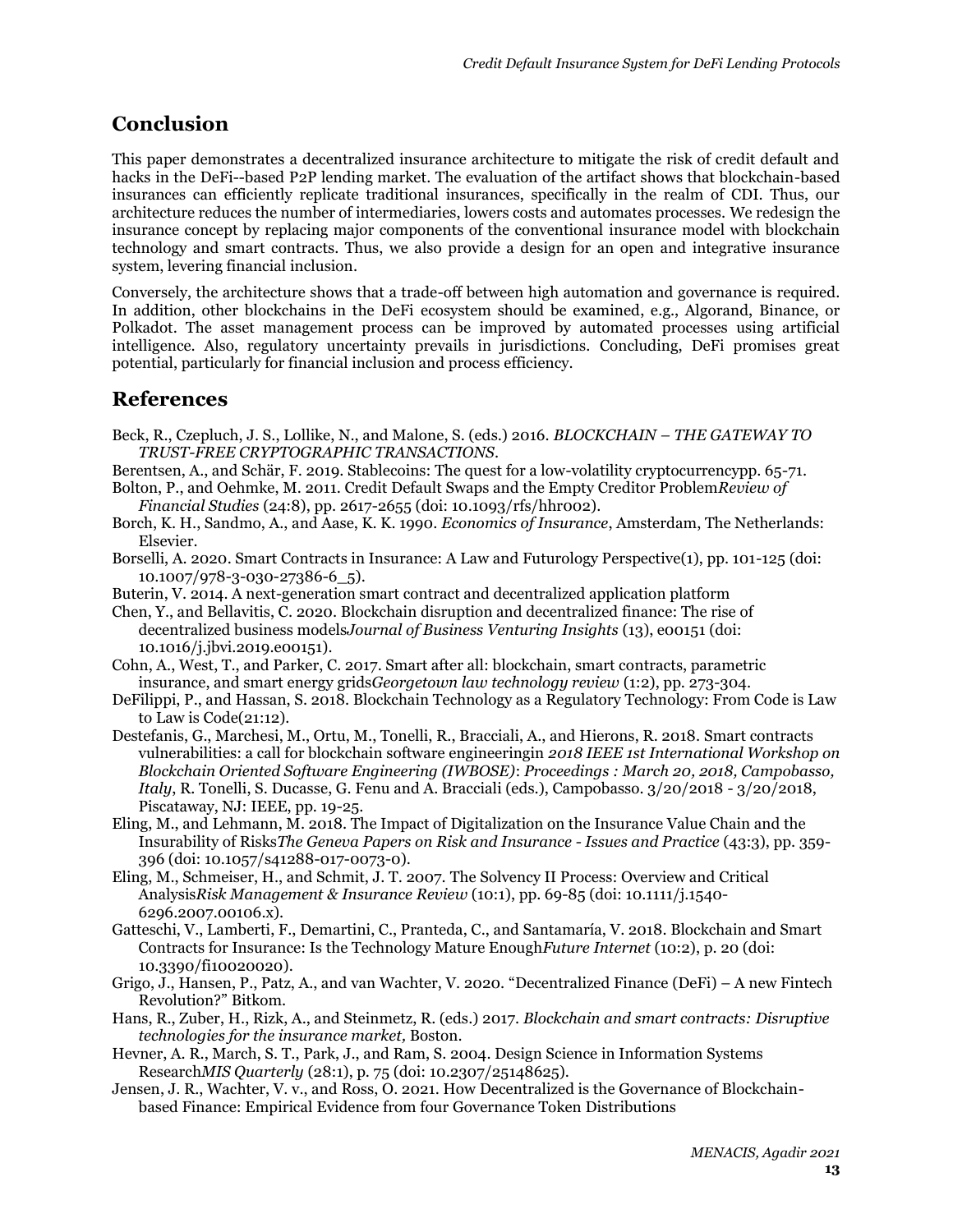## Conclusion

This paper demonstrates a decentralized insurance architecture to mitigate the risk of credit default and hacks in the DeFi--based P2P lending market. The evaluation of the artifact shows that blockchain-based insurances can efficiently replicate traditional insurances, specifically in the realm of CDI. Thus, our architecture reduces the number of intermediaries, lowers costs and automates processes. We redesign the insurance concept by replacing major components of the conventional insurance model with blockchain technology and smart contracts. Thus, we also provide a design for an open and integrative insurance system, levering financial inclusion.

Conversely, the architecture shows that a trade-off between high automation and governance is required. In addition, other blockchains in the DeFi ecosystem should be examined, e.g., Algorand, Binance, or Polkadot. The asset management process can be improved by automated processes using artificial intelligence. Also, regulatory uncertainty prevails in jurisdictions. Concluding, DeFi promises great potential, particularly for financial inclusion and process efficiency.

## References

Beck, R., Czepluch, J. S., Lollike, N., and Malone, S. (eds.) 2016. *BLOCKCHAIN – THE GATEWAY TO TRUST-FREE CRYPTOGRAPHIC TRANSACTIONS*.

Berentsen, A., and Schär, F. 2019. Stablecoins: The quest for a low-volatility cryptocurrencypp. 65-71.

Bolton, P., and Oehmke, M. 2011. Credit Default Swaps and the Empty Creditor Problem*Review of Financial Studies* (24:8), pp. 2617-2655 (doi: 10.1093/rfs/hhr002).

Borch, K. H., Sandmo, A., and Aase, K. K. 1990. *Economics of Insurance*, Amsterdam, The Netherlands: Elsevier.

Borselli, A. 2020. Smart Contracts in Insurance: A Law and Futurology Perspective(1), pp. 101-125 (doi: 10.1007/978-3-030-27386-6_5).

Buterin, V. 2014. A next-generation smart contract and decentralized application platform

Chen, Y., and Bellavitis, C. 2020. Blockchain disruption and decentralized finance: The rise of decentralized business models*Journal of Business Venturing Insights* (13), e00151 (doi: 10.1016/j.jbvi.2019.e00151).

Cohn, A., West, T., and Parker, C. 2017. Smart after all: blockchain, smart contracts, parametric insurance, and smart energy grids*Georgetown law technology review* (1:2), pp. 273-304.

DeFilippi, P., and Hassan, S. 2018. Blockchain Technology as a Regulatory Technology: From Code is Law to Law is Code(21:12).

Destefanis, G., Marchesi, M., Ortu, M., Tonelli, R., Bracciali, A., and Hierons, R. 2018. Smart contracts vulnerabilities: a call for blockchain software engineeringin *2018 IEEE 1st International Workshop on Blockchain Oriented Software Engineering (IWBOSE): Proceedings : March 20, 2018, Campobasso, Italy*, R. Tonelli, S. Ducasse, G. Fenu and A. Bracciali (eds.), Campobasso. 3/20/2018 - 3/20/2018, Piscataway, NJ: IEEE, pp. 19-25.

Eling, M., and Lehmann, M. 2018. The Impact of Digitalization on the Insurance Value Chain and the Insurability of Risks*The Geneva Papers on Risk and Insurance - Issues and Practice* (43:3), pp. 359-396 (doi: 10.1057/s41288-017-0073-0).

Eling, M., Schmeiser, H., and Schmit, J. T. 2007. The Solvency II Process: Overview and Critical Analysis*Risk Management & Insurance Review* (10:1), pp. 69-85 (doi: 10.1111/j.1540-6296.2007.00106.x).

Gatteschi, V., Lamberti, F., Demartini, C., Pranteda, C., and Santamaría, V. 2018. Blockchain and Smart Contracts for Insurance: Is the Technology Mature Enough*Future Internet* (10:2), p. 20 (doi: 10.3390/fi10020020).

Grigo, J., Hansen, P., Patz, A., and van Wachter, V. 2020. "Decentralized Finance (DeFi) – A new Fintech Revolution?" Bitkom.

Hans, R., Zuber, H., Rizk, A., and Steinmetz, R. (eds.) 2017. *Blockchain and smart contracts: Disruptive technologies for the insurance market,* Boston.

Hevner, A. R., March, S. T., Park, J., and Ram, S. 2004. Design Science in Information Systems Research*MIS Quarterly* (28:1), p. 75 (doi: 10.2307/25148625).

Jensen, J. R., Wachter, V. v., and Ross, O. 2021. How Decentralized is the Governance of Blockchain-based Finance: Empirical Evidence from four Governance Token Distributions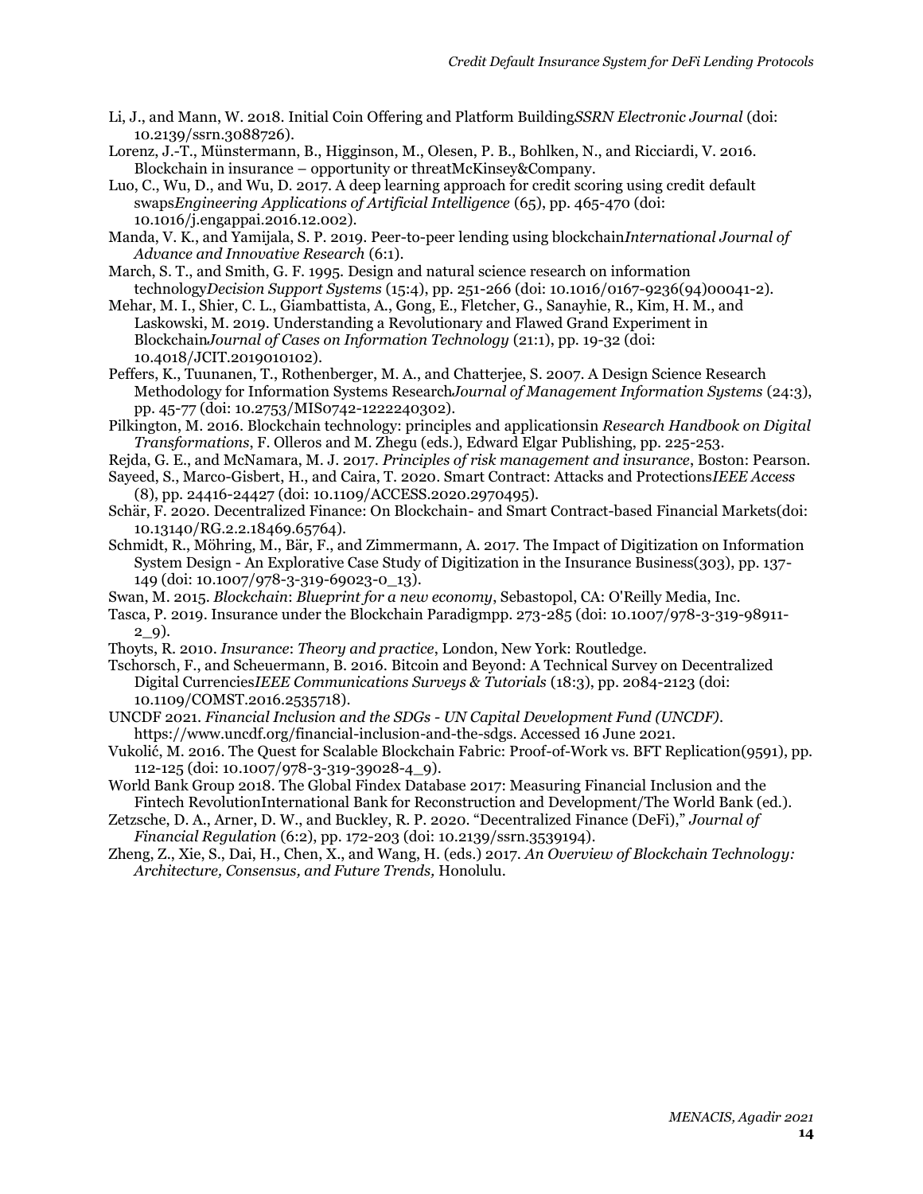Li, J., and Mann, W. 2018. Initial Coin Offering and Platform Building*SSRN Electronic Journal* (doi: 10.2139/ssrn.3088726).

Lorenz, J.-T., Münstermann, B., Higginson, M., Olesen, P. B., Bohlken, N., and Ricciardi, V. 2016. Blockchain in insurance – opportunity or threatMcKinsey&Company.

Luo, C., Wu, D., and Wu, D. 2017. A deep learning approach for credit scoring using credit default swaps*Engineering Applications of Artificial Intelligence* (65), pp. 465-470 (doi: 10.1016/j.engappai.2016.12.002).

Manda, V. K., and Yamijala, S. P. 2019. Peer-to-peer lending using blockchain*International Journal of Advance and Innovative Research* (6:1).

March, S. T., and Smith, G. F. 1995. Design and natural science research on information technology*Decision Support Systems* (15:4), pp. 251-266 (doi: 10.1016/0167-9236(94)00041-2).

Mehar, M. I., Shier, C. L., Giambattista, A., Gong, E., Fletcher, G., Sanayhie, R., Kim, H. M., and Laskowski, M. 2019. Understanding a Revolutionary and Flawed Grand Experiment in Blockchain*Journal of Cases on Information Technology* (21:1), pp. 19-32 (doi: 10.4018/JCIT.2019010102).

Peffers, K., Tuunanen, T., Rothenberger, M. A., and Chatterjee, S. 2007. A Design Science Research Methodology for Information Systems Research*Journal of Management Information Systems* (24:3), pp. 45-77 (doi: 10.2753/MIS0742-1222240302).

Pilkington, M. 2016. Blockchain technology: principles and applicationsin *Research Handbook on Digital Transformations*, F. Olleros and M. Zhegu (eds.), Edward Elgar Publishing, pp. 225-253.

Rejda, G. E., and McNamara, M. J. 2017. *Principles of risk management and insurance*, Boston: Pearson.

Sayeed, S., Marco-Gisbert, H., and Caira, T. 2020. Smart Contract: Attacks and Protections*IEEE Access* (8), pp. 24416-24427 (doi: 10.1109/ACCESS.2020.2970495).

Schär, F. 2020. Decentralized Finance: On Blockchain- and Smart Contract-based Financial Markets(doi: 10.13140/RG.2.2.18469.65764).

Schmidt, R., Möhring, M., Bär, F., and Zimmermann, A. 2017. The Impact of Digitization on Information System Design - An Explorative Case Study of Digitization in the Insurance Business(303), pp. 137-149 (doi: 10.1007/978-3-319-69023-0_13).

Swan, M. 2015. *Blockchain*: *Blueprint for a new economy*, Sebastopol, CA: O'Reilly Media, Inc.

Tasca, P. 2019. Insurance under the Blockchain Paradigmpp. 273-285 (doi: 10.1007/978-3-319-98911-2_9).

Thoyts, R. 2010. *Insurance*: *Theory and practice*, London, New York: Routledge.

Tschorsch, F., and Scheuermann, B. 2016. Bitcoin and Beyond: A Technical Survey on Decentralized Digital Currencies*IEEE Communications Surveys & Tutorials* (18:3), pp. 2084-2123 (doi: 10.1109/COMST.2016.2535718).

UNCDF 2021. *Financial Inclusion and the SDGs - UN Capital Development Fund (UNCDF)*. https://www.uncdf.org/financial-inclusion-and-the-sdgs. Accessed 16 June 2021.

Vukolić, M. 2016. The Quest for Scalable Blockchain Fabric: Proof-of-Work vs. BFT Replication(9591), pp. 112-125 (doi: 10.1007/978-3-319-39028-4_9).

World Bank Group 2018. The Global Findex Database 2017: Measuring Financial Inclusion and the Fintech RevolutionInternational Bank for Reconstruction and Development/The World Bank (ed.).

Zetzsche, D. A., Arner, D. W., and Buckley, R. P. 2020. "Decentralized Finance (DeFi)," *Journal of Financial Regulation* (6:2), pp. 172-203 (doi: 10.2139/ssrn.3539194).

Zheng, Z., Xie, S., Dai, H., Chen, X., and Wang, H. (eds.) 2017. *An Overview of Blockchain Technology: Architecture, Consensus, and Future Trends,* Honolulu.